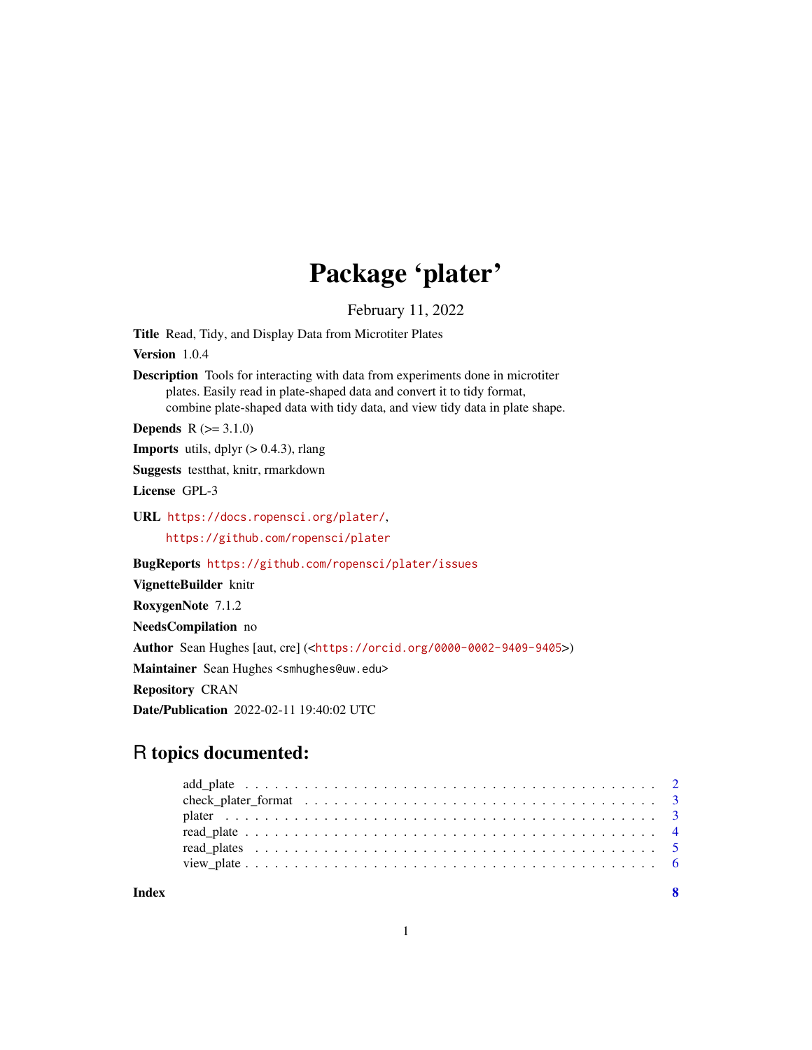# Package 'plater'

February 11, 2022

**Title** Read, Tidy, and Display Data from Microtiter Plates

**Version** 1.0.4

**Description** Tools for interacting with data from experiments done in microtiter plates. Easily read in plate-shaped data and convert it to tidy format, combine plate-shaped data with tidy data, and view tidy data in plate shape.

**Depends** R (>= 3.1.0)

**Imports** utils, dplyr (> 0.4.3), rlang

**Suggests** testthat, knitr, rmarkdown

**License** GPL-3

**URL** https://docs.ropensci.org/plater/, https://github.com/ropensci/plater

**BugReports** https://github.com/ropensci/plater/issues

**VignetteBuilder** knitr

**RoxygenNote** 7.1.2

**NeedsCompilation** no

**Author** Sean Hughes [aut, cre] (<https://orcid.org/0000-0002-9409-9405>)

**Maintainer** Sean Hughes <smhughes@uw.edu>

**Repository** CRAN

**Date/Publication** 2022-02-11 19:40:02 UTC

## R topics documented:

- add_plate . . . . . . . . . . . . . . . . . . . . . . . . . . . . . . . . . . . . . . . . . 2
- check_plater_format . . . . . . . . . . . . . . . . . . . . . . . . . . . . . . . . . . . . 3
- plater . . . . . . . . . . . . . . . . . . . . . . . . . . . . . . . . . . . . . . . . . . . 3
- read_plate . . . . . . . . . . . . . . . . . . . . . . . . . . . . . . . . . . . . . . . . . 4
- read_plates . . . . . . . . . . . . . . . . . . . . . . . . . . . . . . . . . . . . . . . . 5
- view_plate . . . . . . . . . . . . . . . . . . . . . . . . . . . . . . . . . . . . . . . . . 6

**Index** 8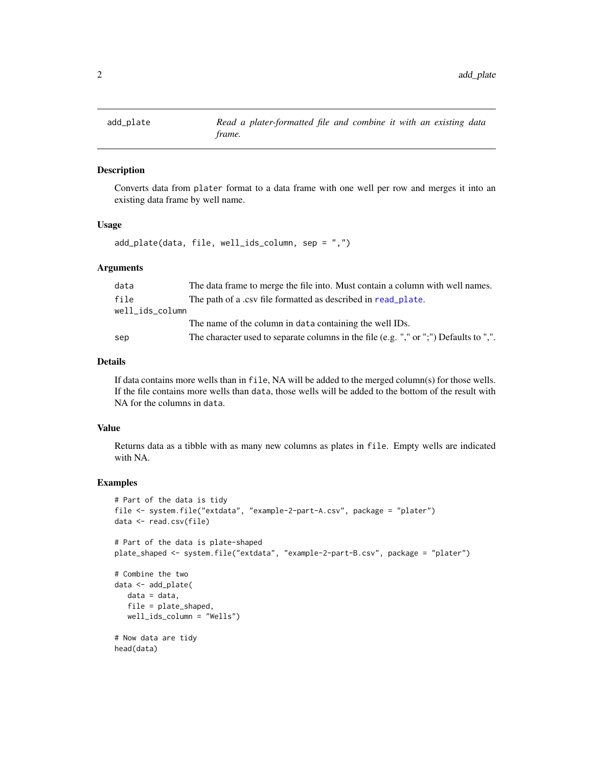## add_plate — *Read a plater-formatted file and combine it with an existing data frame.*

### Description

Converts data from `plater` format to a data frame with one well per row and merges it into an existing data frame by well name.

### Usage

```
add_plate(data, file, well_ids_column, sep = ",")
```

### Arguments

| Argument | Description |
|---|---|
| `data` | The data frame to merge the file into. Must contain a column with well names. |
| `file` | The path of a .csv file formatted as described in `read_plate`. |
| `well_ids_column` | The name of the column in `data` containing the well IDs. |
| `sep` | The character used to separate columns in the file (e.g. "," or ";") Defaults to ",". |

### Details

If data contains more wells than in `file`, NA will be added to the merged column(s) for those wells. If the file contains more wells than `data`, those wells will be added to the bottom of the result with NA for the columns in `data`.

### Value

Returns data as a tibble with as many new columns as plates in `file`. Empty wells are indicated with NA.

### Examples

```
# Part of the data is tidy
file <- system.file("extdata", "example-2-part-A.csv", package = "plater")
data <- read.csv(file)

# Part of the data is plate-shaped
plate_shaped <- system.file("extdata", "example-2-part-B.csv", package = "plater")

# Combine the two
data <- add_plate(
   data = data,
   file = plate_shaped,
   well_ids_column = "Wells")

# Now data are tidy
head(data)
```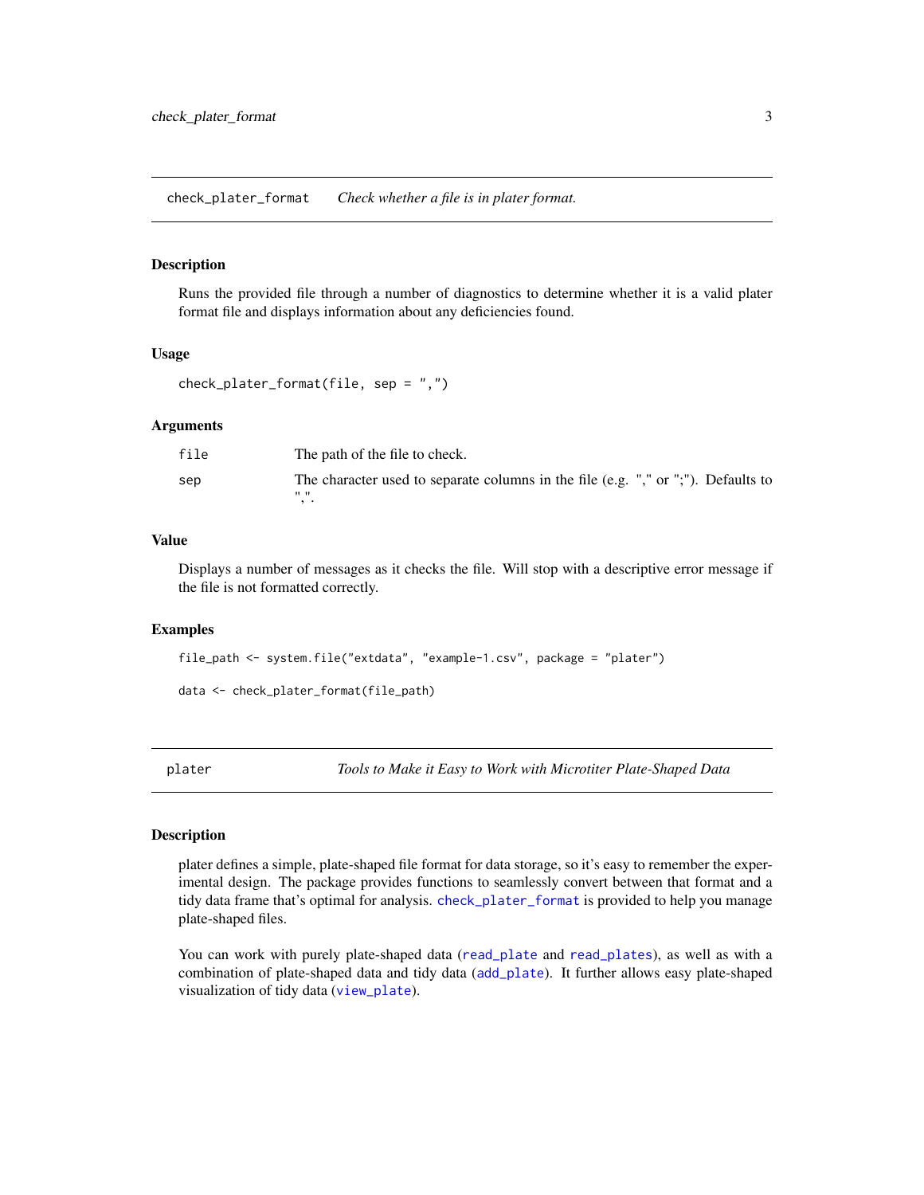## check_plater_format — *Check whether a file is in plater format.*

### Description

Runs the provided file through a number of diagnostics to determine whether it is a valid plater format file and displays information about any deficiencies found.

### Usage

```
check_plater_format(file, sep = ",")
```

### Arguments

| | |
|---|---|
| `file` | The path of the file to check. |
| `sep` | The character used to separate columns in the file (e.g. "," or ";"). Defaults to ",". |

### Value

Displays a number of messages as it checks the file. Will stop with a descriptive error message if the file is not formatted correctly.

### Examples

```
file_path <- system.file("extdata", "example-1.csv", package = "plater")

data <- check_plater_format(file_path)
```

## plater — *Tools to Make it Easy to Work with Microtiter Plate-Shaped Data*

### Description

plater defines a simple, plate-shaped file format for data storage, so it's easy to remember the experimental design. The package provides functions to seamlessly convert between that format and a tidy data frame that's optimal for analysis. `check_plater_format` is provided to help you manage plate-shaped files.

You can work with purely plate-shaped data (`read_plate` and `read_plates`), as well as with a combination of plate-shaped data and tidy data (`add_plate`). It further allows easy plate-shaped visualization of tidy data (`view_plate`).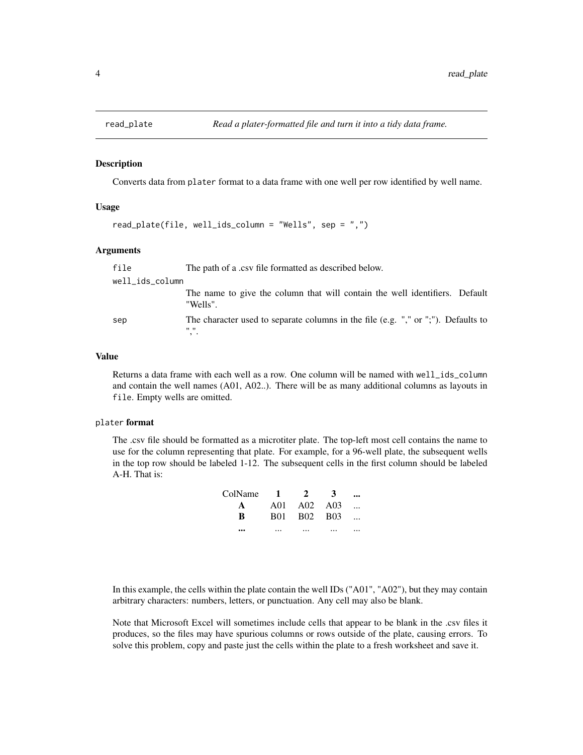# read_plate — *Read a plater-formatted file and turn it into a tidy data frame.*

## Description

Converts data from `plater` format to a data frame with one well per row identified by well name.

## Usage

```
read_plate(file, well_ids_column = "Wells", sep = ",")
```

## Arguments

- `file` — The path of a .csv file formatted as described below.
- `well_ids_column` — The name to give the column that will contain the well identifiers. Default "Wells".
- `sep` — The character used to separate columns in the file (e.g. "," or ";"). Defaults to ",".

## Value

Returns a data frame with each well as a row. One column will be named with `well_ids_column` and contain the well names (A01, A02..). There will be as many additional columns as layouts in `file`. Empty wells are omitted.

## `plater` format

The .csv file should be formatted as a microtiter plate. The top-left most cell contains the name to use for the column representing that plate. For example, for a 96-well plate, the subsequent wells in the top row should be labeled 1-12. The subsequent cells in the first column should be labeled A-H. That is:

| ColName | 1 | 2 | 3 | ... |
|---|---|---|---|---|
| **A** | A01 | A02 | A03 | ... |
| **B** | B01 | B02 | B03 | ... |
| **...** | ... | ... | ... | ... |

In this example, the cells within the plate contain the well IDs ("A01", "A02"), but they may contain arbitrary characters: numbers, letters, or punctuation. Any cell may also be blank.

Note that Microsoft Excel will sometimes include cells that appear to be blank in the .csv files it produces, so the files may have spurious columns or rows outside of the plate, causing errors. To solve this problem, copy and paste just the cells within the plate to a fresh worksheet and save it.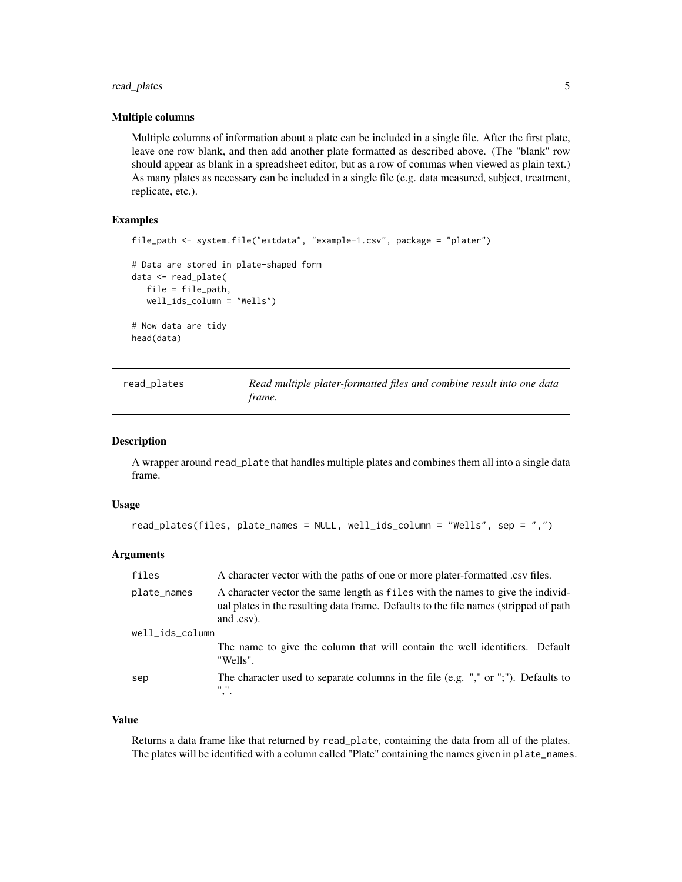### Multiple columns

Multiple columns of information about a plate can be included in a single file. After the first plate, leave one row blank, and then add another plate formatted as described above. (The "blank" row should appear as blank in a spreadsheet editor, but as a row of commas when viewed as plain text.) As many plates as necessary can be included in a single file (e.g. data measured, subject, treatment, replicate, etc.).

### Examples

```
file_path <- system.file("extdata", "example-1.csv", package = "plater")

# Data are stored in plate-shaped form
data <- read_plate(
   file = file_path,
   well_ids_column = "Wells")

# Now data are tidy
head(data)
```

---

## read_plates — *Read multiple plater-formatted files and combine result into one data frame.*

---

### Description

A wrapper around `read_plate` that handles multiple plates and combines them all into a single data frame.

### Usage

```
read_plates(files, plate_names = NULL, well_ids_column = "Wells", sep = ",")
```

### Arguments

| | |
|---|---|
| `files` | A character vector with the paths of one or more plater-formatted .csv files. |
| `plate_names` | A character vector the same length as `files` with the names to give the individual plates in the resulting data frame. Defaults to the file names (stripped of path and .csv). |
| `well_ids_column` | The name to give the column that will contain the well identifiers. Default "Wells". |
| `sep` | The character used to separate columns in the file (e.g. "," or ";"). Defaults to ",". |

### Value

Returns a data frame like that returned by `read_plate`, containing the data from all of the plates. The plates will be identified with a column called "Plate" containing the names given in `plate_names`.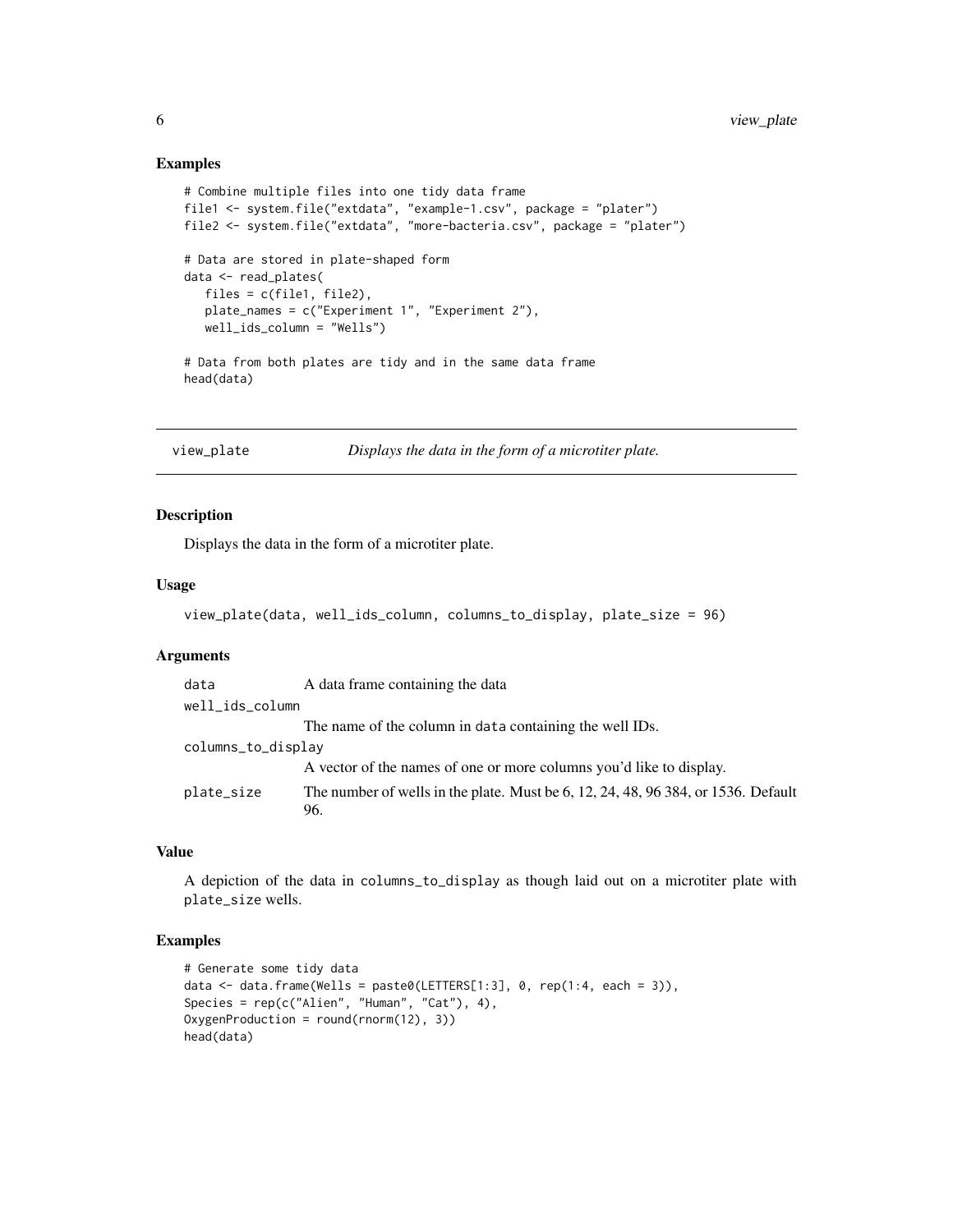## Examples

```
# Combine multiple files into one tidy data frame
file1 <- system.file("extdata", "example-1.csv", package = "plater")
file2 <- system.file("extdata", "more-bacteria.csv", package = "plater")

# Data are stored in plate-shaped form
data <- read_plates(
   files = c(file1, file2),
   plate_names = c("Experiment 1", "Experiment 2"),
   well_ids_column = "Wells")

# Data from both plates are tidy and in the same data frame
head(data)
```

---

# view_plate — *Displays the data in the form of a microtiter plate.*

## Description

Displays the data in the form of a microtiter plate.

## Usage

```
view_plate(data, well_ids_column, columns_to_display, plate_size = 96)
```

## Arguments

| | |
|---|---|
| `data` | A data frame containing the data |
| `well_ids_column` | The name of the column in `data` containing the well IDs. |
| `columns_to_display` | A vector of the names of one or more columns you'd like to display. |
| `plate_size` | The number of wells in the plate. Must be 6, 12, 24, 48, 96 384, or 1536. Default 96. |

## Value

A depiction of the data in `columns_to_display` as though laid out on a microtiter plate with `plate_size` wells.

## Examples

```
# Generate some tidy data
data <- data.frame(Wells = paste0(LETTERS[1:3], 0, rep(1:4, each = 3)),
Species = rep(c("Alien", "Human", "Cat"), 4),
OxygenProduction = round(rnorm(12), 3))
head(data)
```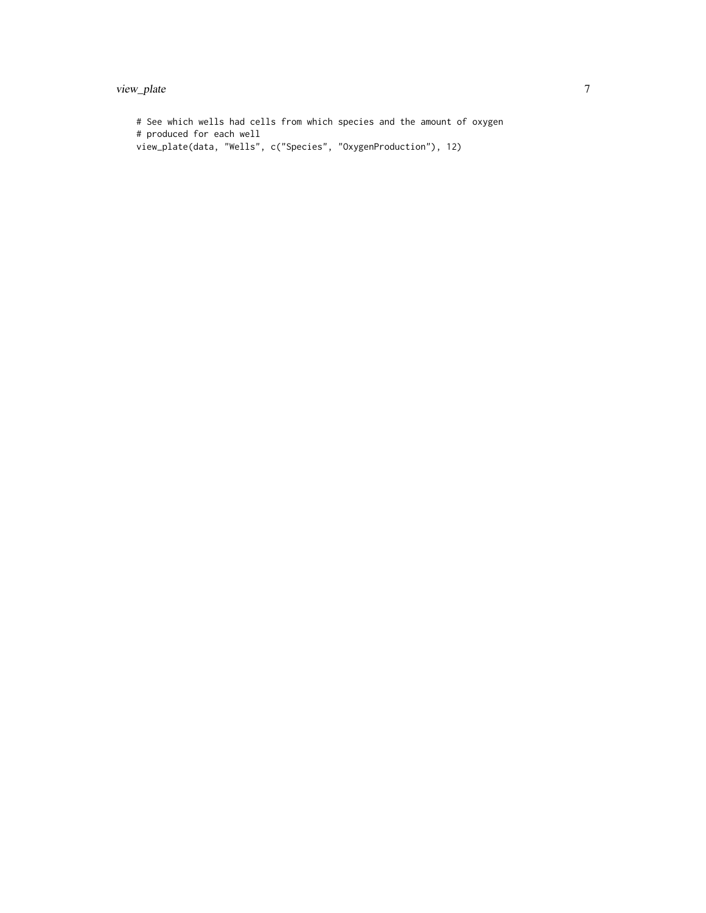```
# See which wells had cells from which species and the amount of oxygen
# produced for each well
view_plate(data, "Wells", c("Species", "OxygenProduction"), 12)
```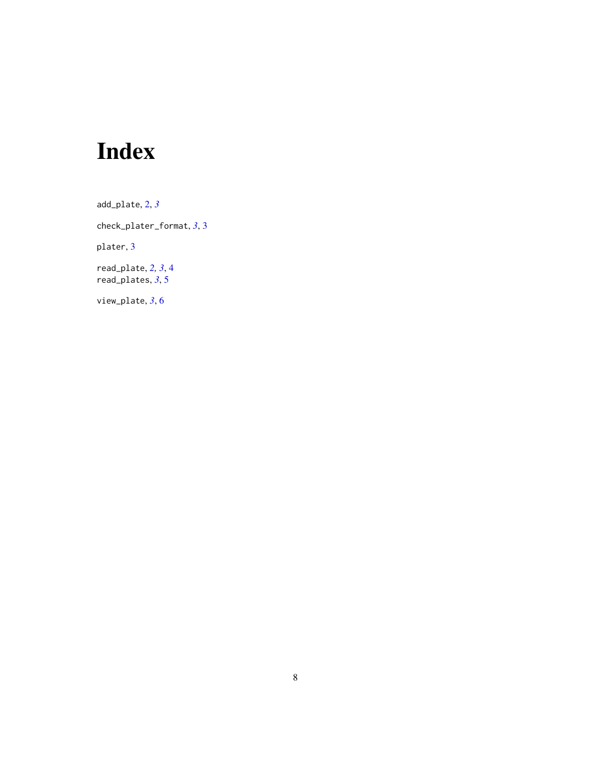# Index

add_plate, 2, *3*

check_plater_format, *3*, 3

plater, 3

read_plate, *2, 3*, 4
read_plates, *3*, 5

view_plate, *3*, 6